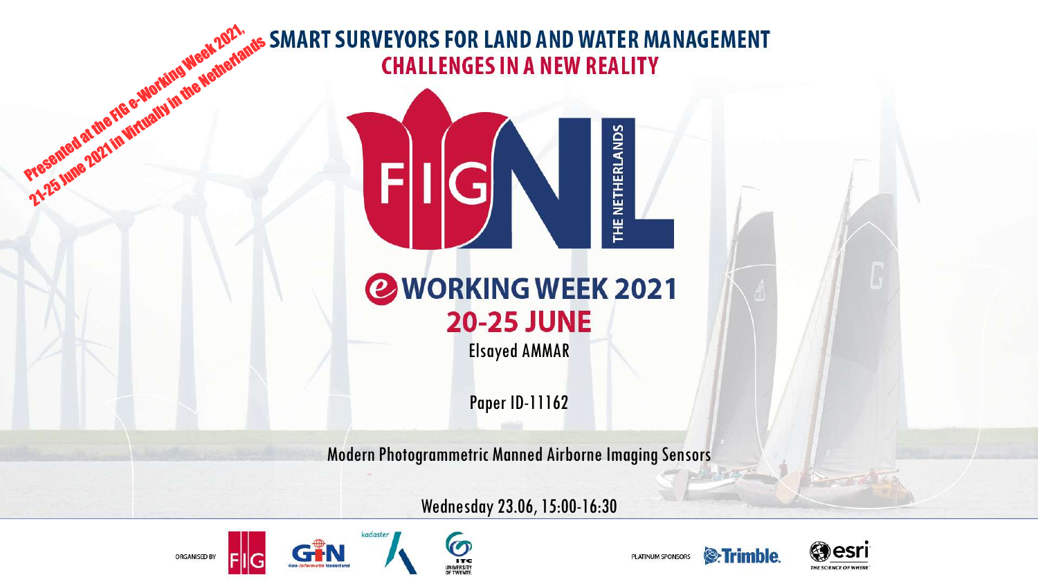Presented at the FIG e-Working Week 2021, 21-25 June 2021 in Virtually in the Netherlands

# SMART SURVEYORS FOR LAND AND WATER MANAGEMENT

## CHALLENGES IN A NEW REALITY

FIG NL THE NETHERLANDS

## e WORKING WEEK 2021

## 20-25 JUNE

Elsayed AMMAR

Paper ID-11162

Modern Photogrammetric Manned Airborne Imaging Sensors

Wednesday 23.06, 15:00-16:30

ORGANISED BY FIG GIN kadaster ITC UNIVERSITY OF TWENTE.

PLATINUM SPONSORS Trimble. esri THE SCIENCE OF WHERE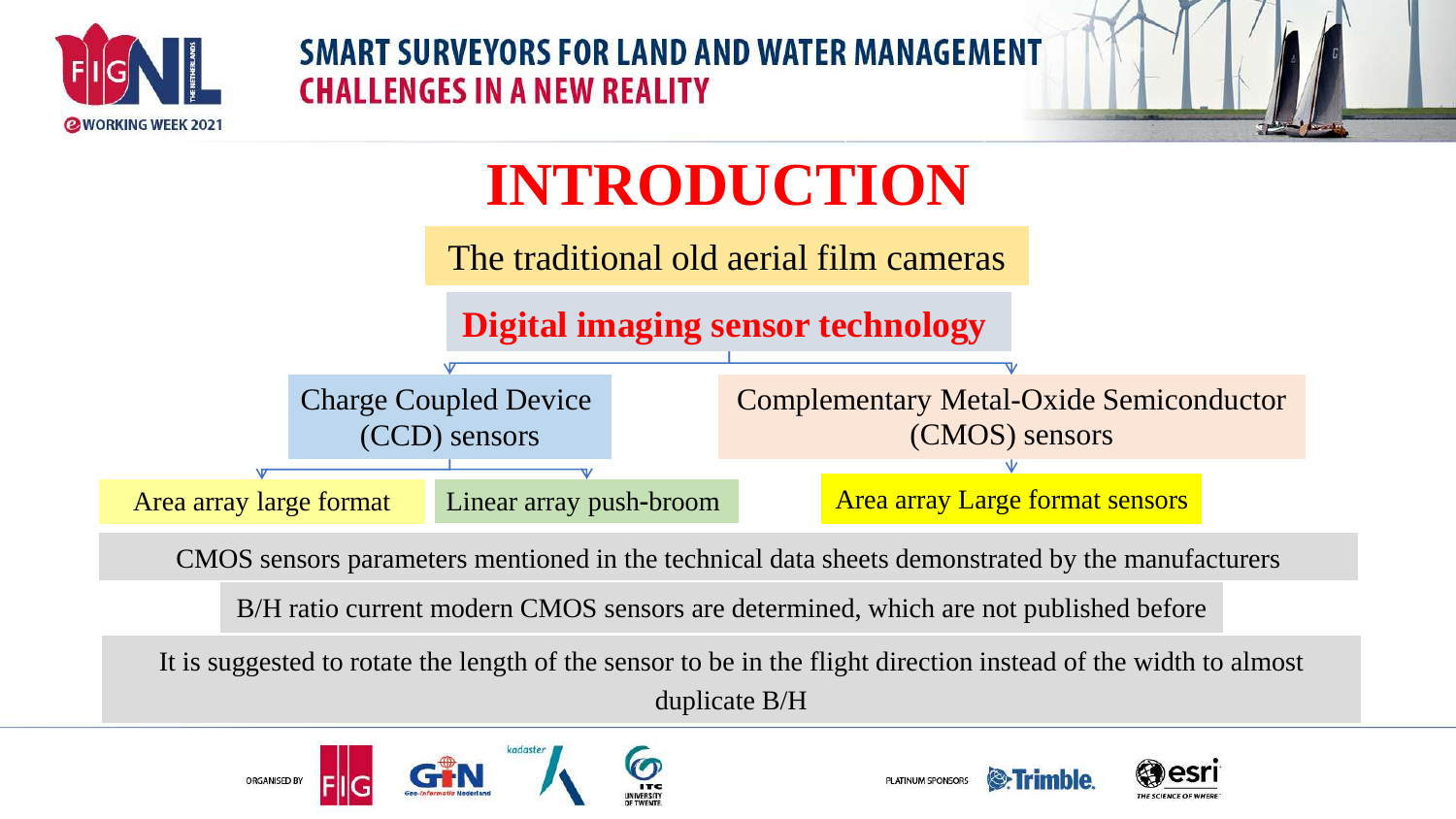# INTRODUCTION

The traditional old aerial film cameras

**Digital imaging sensor technology**

- Charge Coupled Device (CCD) sensors
  - Area array large format
  - Linear array push-broom
- Complementary Metal-Oxide Semiconductor (CMOS) sensors
  - Area array Large format sensors

CMOS sensors parameters mentioned in the technical data sheets demonstrated by the manufacturers

B/H ratio current modern CMOS sensors are determined, which are not published before

It is suggested to rotate the length of the sensor to be in the flight direction instead of the width to almost duplicate B/H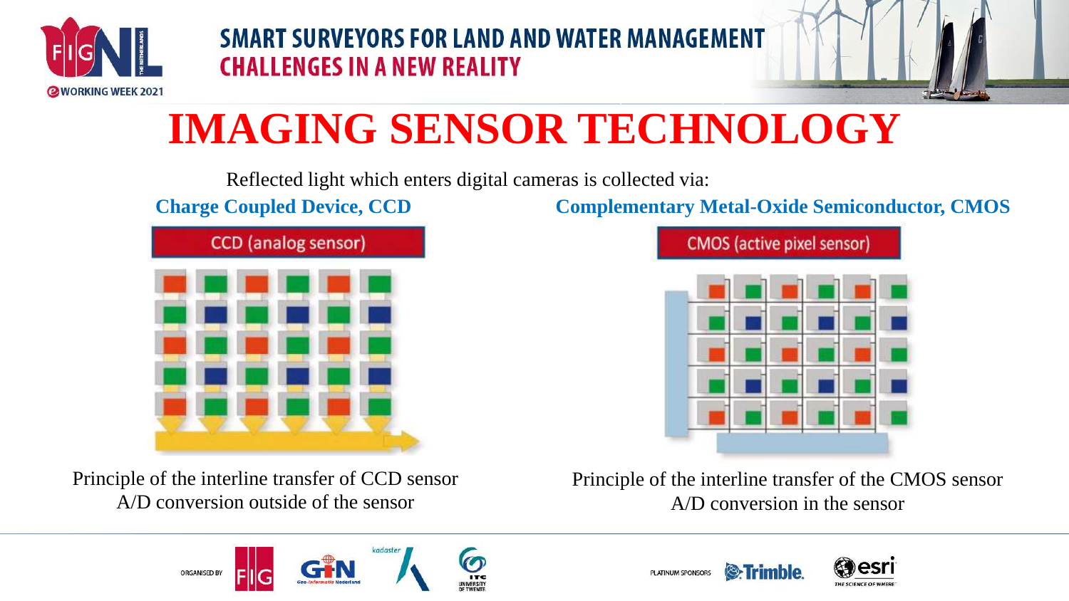# IMAGING SENSOR TECHNOLOGY

Reflected light which enters digital cameras is collected via:

**Charge Coupled Device, CCD**

CCD (analog sensor)

Principle of the interline transfer of CCD sensor
A/D conversion outside of the sensor

**Complementary Metal-Oxide Semiconductor, CMOS**

CMOS (active pixel sensor)

Principle of the interline transfer of the CMOS sensor
A/D conversion in the sensor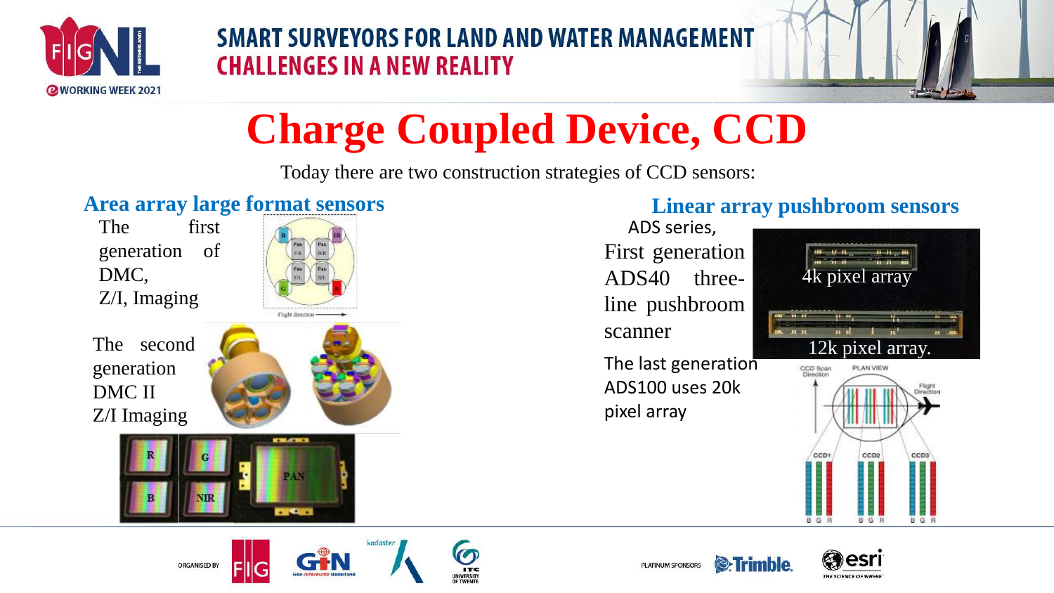# Charge Coupled Device, CCD

Today there are two construction strategies of CCD sensors:

## Area array large format sensors

The first generation of DMC, Z/I, Imaging

The second generation DMC II Z/I Imaging

## Linear array pushbroom sensors

ADS series,

First generation ADS40 three-line pushbroom scanner

The last generation ADS100 uses 20k pixel array

4k pixel array

12k pixel array.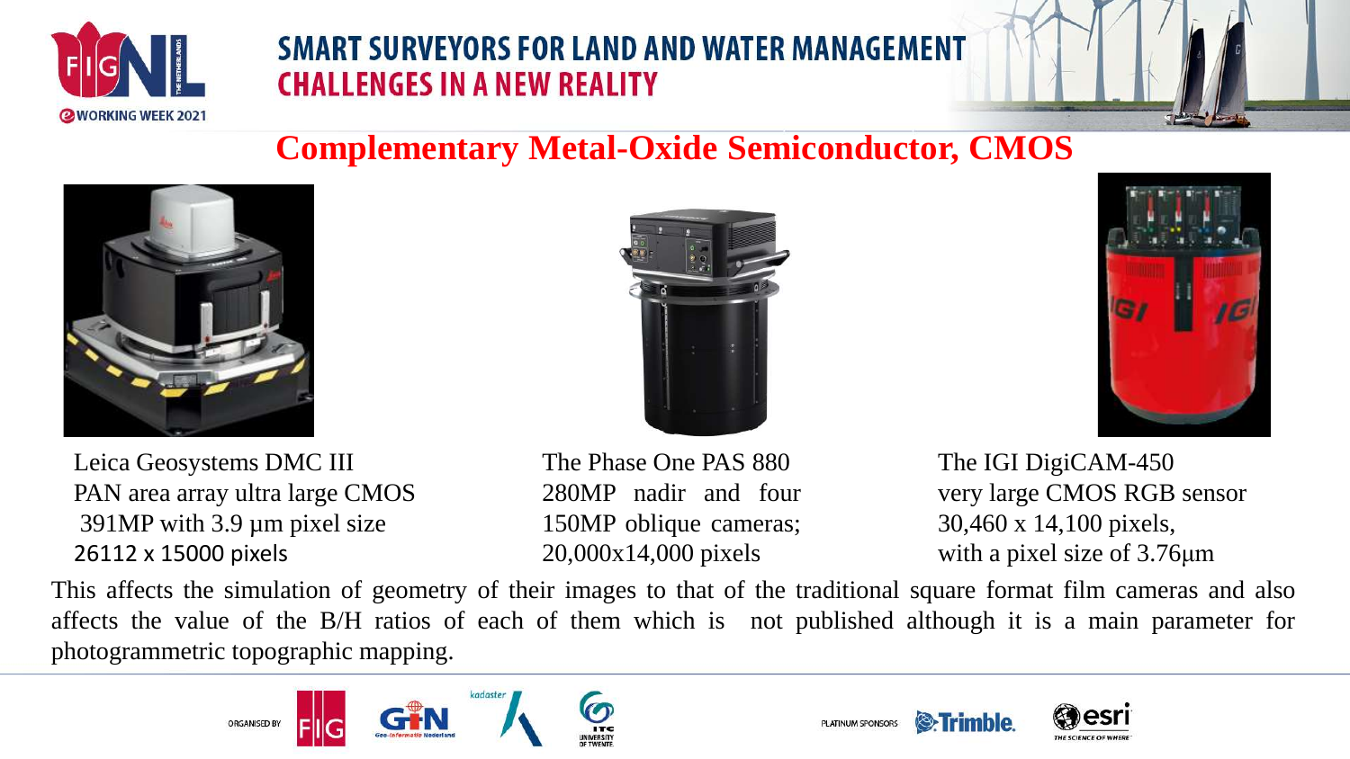# Complementary Metal-Oxide Semiconductor, CMOS

Leica Geosystems DMC III
PAN area array ultra large CMOS
391MP with 3.9 µm pixel size
26112 x 15000 pixels

The Phase One PAS 880
280MP nadir and four
150MP oblique cameras;
20,000x14,000 pixels

The IGI DigiCAM-450
very large CMOS RGB sensor
30,460 x 14,100 pixels,
with a pixel size of 3.76µm

This affects the simulation of geometry of their images to that of the traditional square format film cameras and also affects the value of the B/H ratios of each of them which is not published although it is a main parameter for photogrammetric topographic mapping.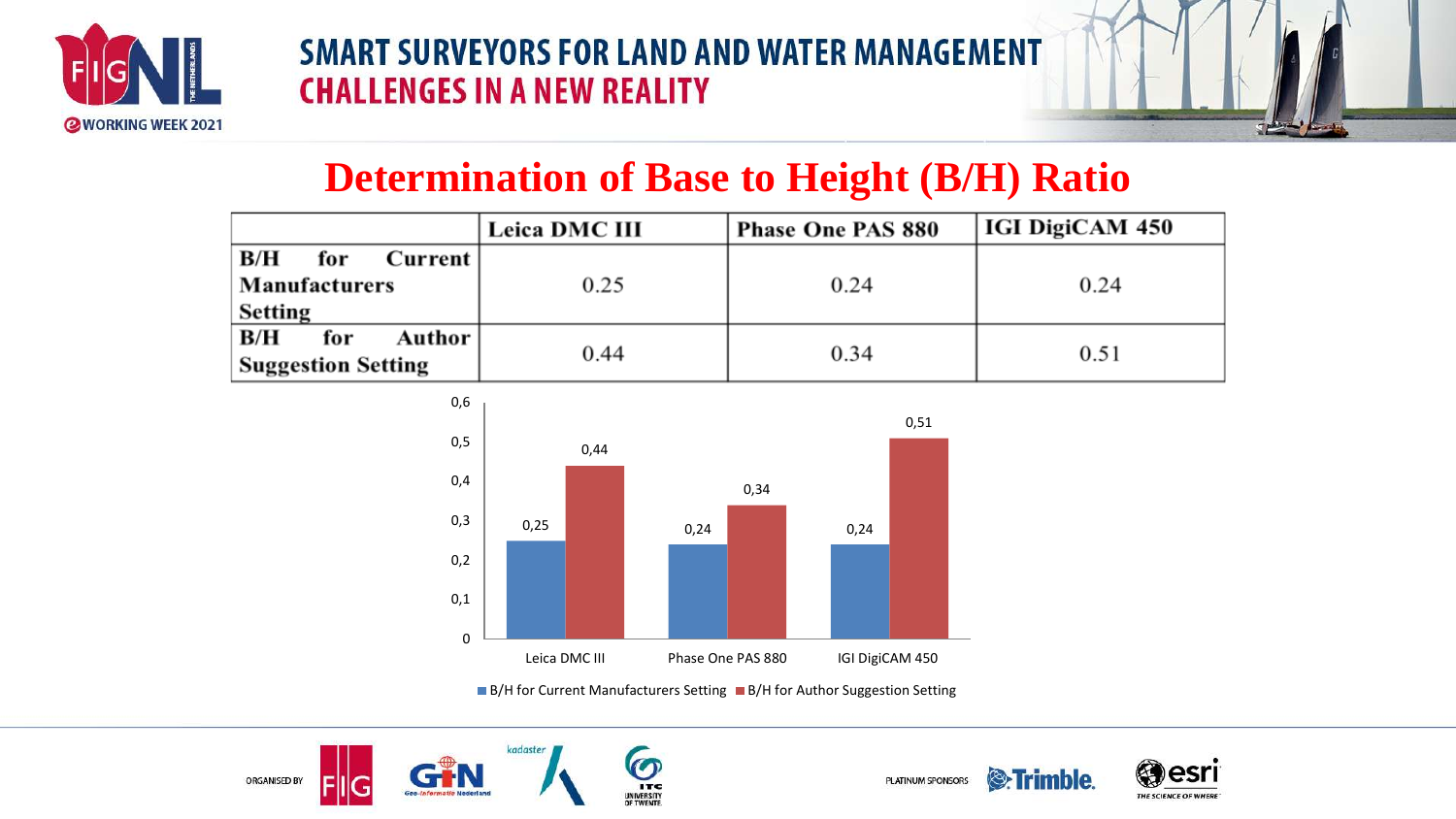# Determination of Base to Height (B/H) Ratio

| | Leica DMC III | Phase One PAS 880 | IGI DigiCAM 450 |
|---|---|---|---|
| **B/H for Current Manufacturers Setting** | 0.25 | 0.24 | 0.24 |
| **B/H for Author Suggestion Setting** | 0.44 | 0.34 | 0.51 |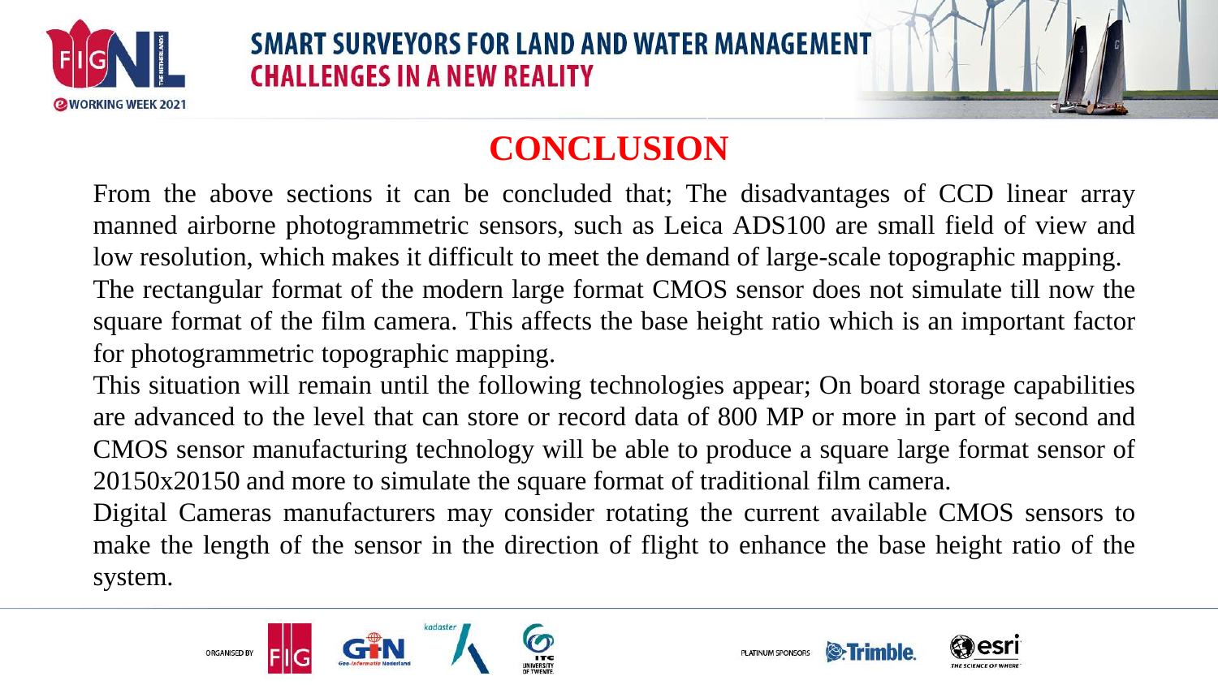# CONCLUSION

From the above sections it can be concluded that; The disadvantages of CCD linear array manned airborne photogrammetric sensors, such as Leica ADS100 are small field of view and low resolution, which makes it difficult to meet the demand of large-scale topographic mapping.

The rectangular format of the modern large format CMOS sensor does not simulate till now the square format of the film camera. This affects the base height ratio which is an important factor for photogrammetric topographic mapping.

This situation will remain until the following technologies appear; On board storage capabilities are advanced to the level that can store or record data of 800 MP or more in part of second and CMOS sensor manufacturing technology will be able to produce a square large format sensor of 20150x20150 and more to simulate the square format of traditional film camera.

Digital Cameras manufacturers may consider rotating the current available CMOS sensors to make the length of the sensor in the direction of flight to enhance the base height ratio of the system.